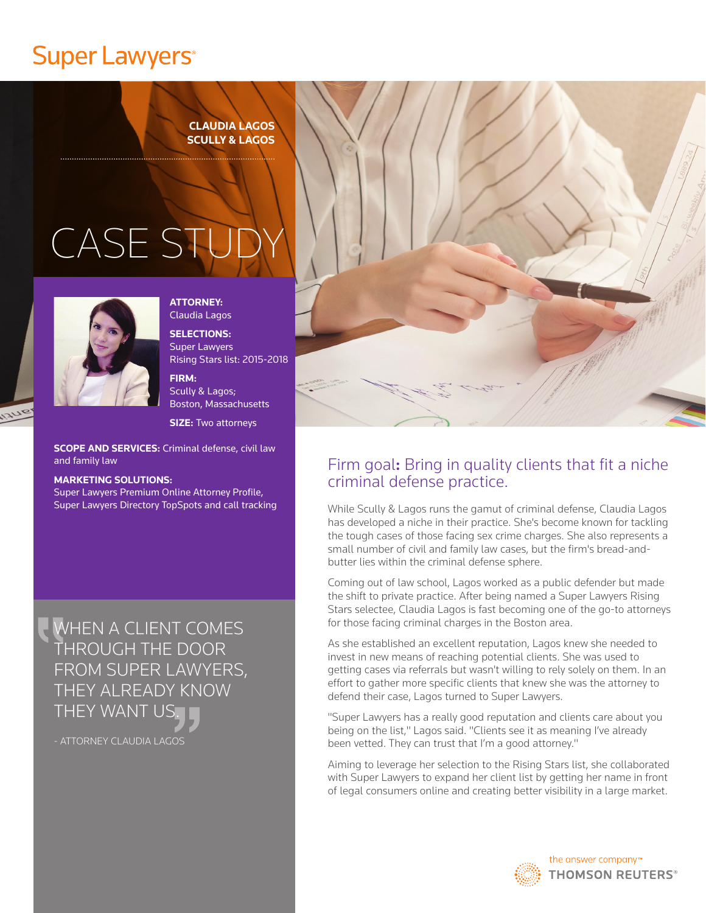Super Lawyers

**CLAUDIA LAGOS**
**SCULLY & LAGOS**

# CASE STUDY

**ATTORNEY:**
Claudia Lagos

**SELECTIONS:**
Super Lawyers
Rising Stars list: 2015-2018

**FIRM:**
Scully & Lagos;
Boston, Massachusetts

**SIZE:** Two attorneys

**SCOPE AND SERVICES:** Criminal defense, civil law and family law

**MARKETING SOLUTIONS:**
Super Lawyers Premium Online Attorney Profile, Super Lawyers Directory TopSpots and call tracking

> WHEN A CLIENT COMES THROUGH THE DOOR FROM SUPER LAWYERS, THEY ALREADY KNOW THEY WANT US.
>
> - ATTORNEY CLAUDIA LAGOS

## Firm goal: Bring in quality clients that fit a niche criminal defense practice.

While Scully & Lagos runs the gamut of criminal defense, Claudia Lagos has developed a niche in their practice. She's become known for tackling the tough cases of those facing sex crime charges. She also represents a small number of civil and family law cases, but the firm's bread-and-butter lies within the criminal defense sphere.

Coming out of law school, Lagos worked as a public defender but made the shift to private practice. After being named a Super Lawyers Rising Stars selectee, Claudia Lagos is fast becoming one of the go-to attorneys for those facing criminal charges in the Boston area.

As she established an excellent reputation, Lagos knew she needed to invest in new means of reaching potential clients. She was used to getting cases via referrals but wasn't willing to rely solely on them. In an effort to gather more specific clients that knew she was the attorney to defend their case, Lagos turned to Super Lawyers.

"Super Lawyers has a really good reputation and clients care about you being on the list," Lagos said. "Clients see it as meaning I've already been vetted. They can trust that I'm a good attorney."

Aiming to leverage her selection to the Rising Stars list, she collaborated with Super Lawyers to expand her client list by getting her name in front of legal consumers online and creating better visibility in a large market.

the answer company™
THOMSON REUTERS®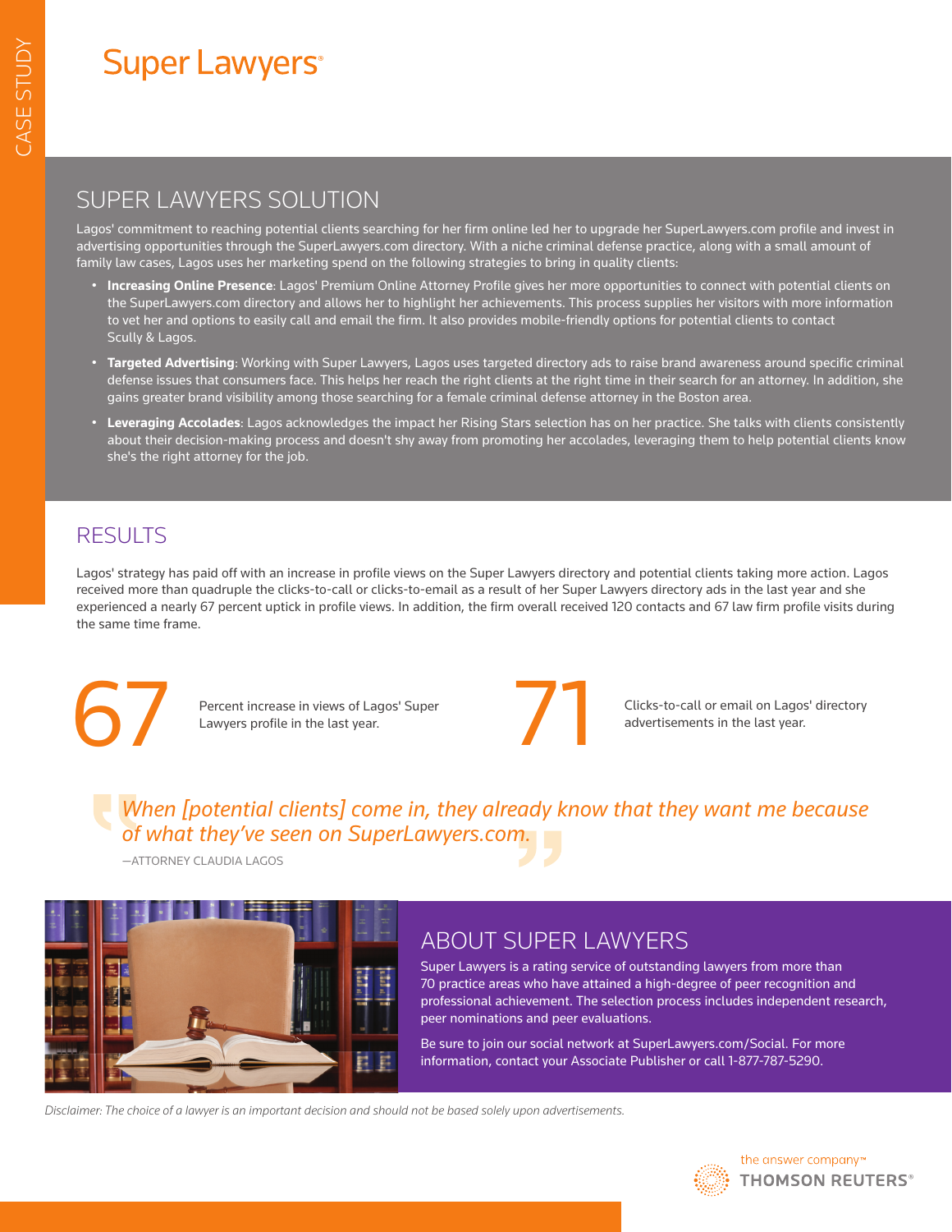# Super Lawyers

CASE STUDY

## SUPER LAWYERS SOLUTION

Lagos' commitment to reaching potential clients searching for her firm online led her to upgrade her SuperLawyers.com profile and invest in advertising opportunities through the SuperLawyers.com directory. With a niche criminal defense practice, along with a small amount of family law cases, Lagos uses her marketing spend on the following strategies to bring in quality clients:

- **Increasing Online Presence**: Lagos' Premium Online Attorney Profile gives her more opportunities to connect with potential clients on the SuperLawyers.com directory and allows her to highlight her achievements. This process supplies her visitors with more information to vet her and options to easily call and email the firm. It also provides mobile-friendly options for potential clients to contact Scully & Lagos.
- **Targeted Advertising**: Working with Super Lawyers, Lagos uses targeted directory ads to raise brand awareness around specific criminal defense issues that consumers face. This helps her reach the right clients at the right time in their search for an attorney. In addition, she gains greater brand visibility among those searching for a female criminal defense attorney in the Boston area.
- **Leveraging Accolades**: Lagos acknowledges the impact her Rising Stars selection has on her practice. She talks with clients consistently about their decision-making process and doesn't shy away from promoting her accolades, leveraging them to help potential clients know she's the right attorney for the job.

## RESULTS

Lagos' strategy has paid off with an increase in profile views on the Super Lawyers directory and potential clients taking more action. Lagos received more than quadruple the clicks-to-call or clicks-to-email as a result of her Super Lawyers directory ads in the last year and she experienced a nearly 67 percent uptick in profile views. In addition, the firm overall received 120 contacts and 67 law firm profile visits during the same time frame.

**67** Percent increase in views of Lagos' Super Lawyers profile in the last year.

**71** Clicks-to-call or email on Lagos' directory advertisements in the last year.

> *When [potential clients] come in, they already know that they want me because of what they've seen on SuperLawyers.com.*
>
> —ATTORNEY CLAUDIA LAGOS

## ABOUT SUPER LAWYERS

Super Lawyers is a rating service of outstanding lawyers from more than 70 practice areas who have attained a high-degree of peer recognition and professional achievement. The selection process includes independent research, peer nominations and peer evaluations.

Be sure to join our social network at SuperLawyers.com/Social. For more information, contact your Associate Publisher or call 1-877-787-5290.

*Disclaimer: The choice of a lawyer is an important decision and should not be based solely upon advertisements.*

the answer company™ THOMSON REUTERS®